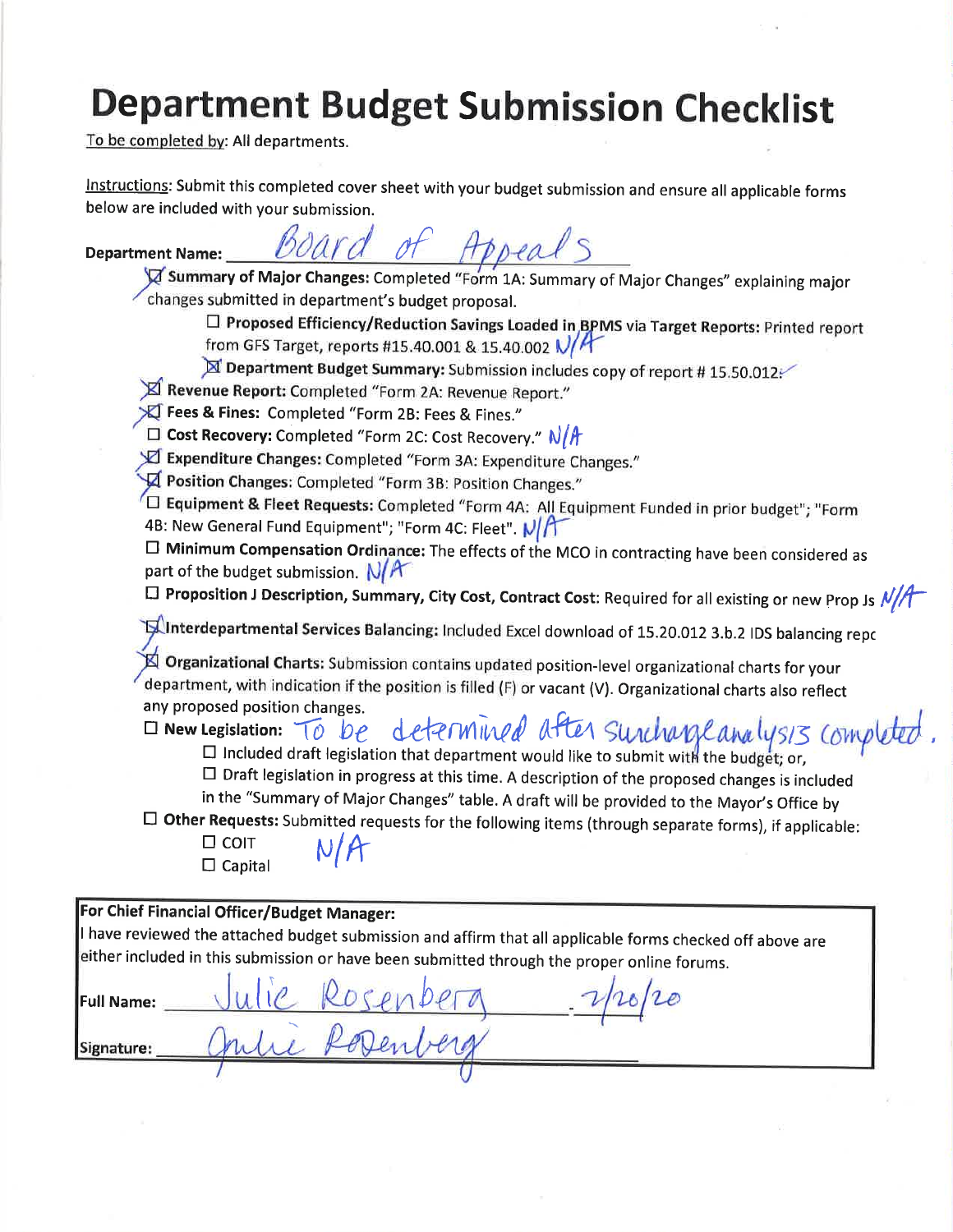# Department Budget Submission Checklist

To be completed by: All departments.

Instructions: Submit this completed cover sheet with your budget submission and ensure all applicable forms below are included with your submission.

**Department Name:** Board of Appeals

- ☒ **Summary of Major Changes:** Completed "Form 1A: Summary of Major Changes" explaining major changes submitted in department's budget proposal.
  - ☐ **Proposed Efficiency/Reduction Savings Loaded in BPMS via Target Reports:** Printed report from GFS Target, reports #15.40.001 & 15.40.002 N/A
  - ☒ **Department Budget Summary:** Submission includes copy of report # 15.50.012.
- ☒ **Revenue Report:** Completed "Form 2A: Revenue Report."
- ☒ **Fees & Fines:** Completed "Form 2B: Fees & Fines."
- ☐ **Cost Recovery:** Completed "Form 2C: Cost Recovery." N/A
- ☒ **Expenditure Changes:** Completed "Form 3A: Expenditure Changes."
- ☒ **Position Changes:** Completed "Form 3B: Position Changes."
- ☐ **Equipment & Fleet Requests:** Completed "Form 4A: All Equipment Funded in prior budget"; "Form 4B: New General Fund Equipment"; "Form 4C: Fleet". N/A
- ☐ **Minimum Compensation Ordinance:** The effects of the MCO in contracting have been considered as part of the budget submission. N/A
- ☐ **Proposition J Description, Summary, City Cost, Contract Cost:** Required for all existing or new Prop Js N/A
- ☒ **Interdepartmental Services Balancing:** Included Excel download of 15.20.012 3.b.2 IDS balancing repc
- ☒ **Organizational Charts:** Submission contains updated position-level organizational charts for your department, with indication if the position is filled (F) or vacant (V). Organizational charts also reflect any proposed position changes.
- ☐ **New Legislation:** To be determined after surcharge analysis completed.
  - ☐ Included draft legislation that department would like to submit with the budget; or,
  - ☐ Draft legislation in progress at this time. A description of the proposed changes is included in the "Summary of Major Changes" table. A draft will be provided to the Mayor's Office by
- ☐ **Other Requests:** Submitted requests for the following items (through separate forms), if applicable:
  - ☐ COIT
  - ☐ Capital

  N/A

**For Chief Financial Officer/Budget Manager:**

I have reviewed the attached budget submission and affirm that all applicable forms checked off above are either included in this submission or have been submitted through the proper online forums.

**Full Name:** Julie Rosenberg 2/20/20

**Signature:** Julie Rosenberg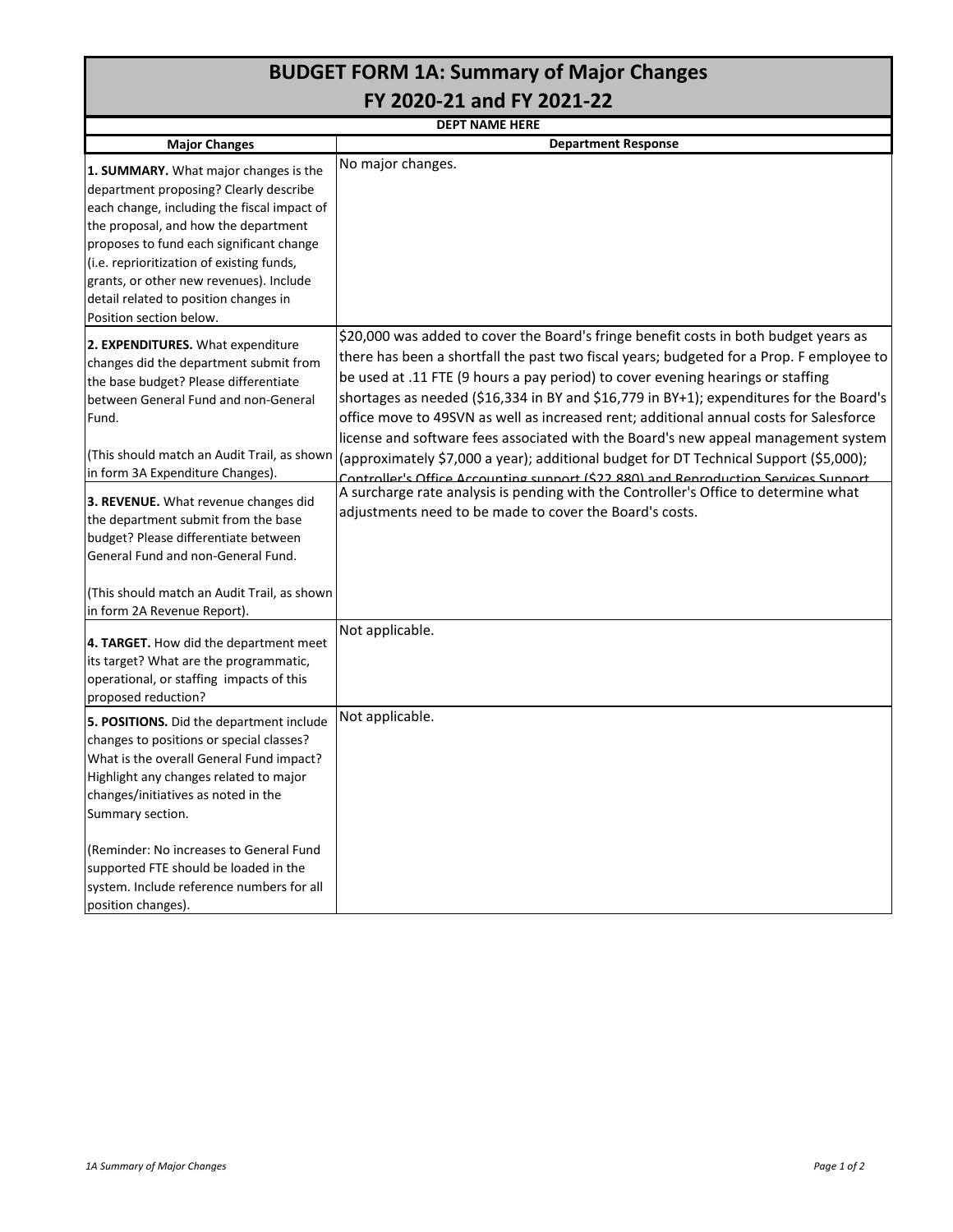# BUDGET FORM 1A: Summary of Major Changes
## FY 2020-21 and FY 2021-22

**DEPT NAME HERE**

| Major Changes | Department Response |
|---|---|
| **1. SUMMARY.** What major changes is the department proposing? Clearly describe each change, including the fiscal impact of the proposal, and how the department proposes to fund each significant change (i.e. reprioritization of existing funds, grants, or other new revenues). Include detail related to position changes in Position section below. | No major changes. |
| **2. EXPENDITURES.** What expenditure changes did the department submit from the base budget? Please differentiate between General Fund and non-General Fund.<br><br>(This should match an Audit Trail, as shown in form 3A Expenditure Changes). | $20,000 was added to cover the Board's fringe benefit costs in both budget years as there has been a shortfall the past two fiscal years; budgeted for a Prop. F employee to be used at .11 FTE (9 hours a pay period) to cover evening hearings or staffing shortages as needed ($16,334 in BY and $16,779 in BY+1); expenditures for the Board's office move to 49SVN as well as increased rent; additional annual costs for Salesforce license and software fees associated with the Board's new appeal management system (approximately $7,000 a year); additional budget for DT Technical Support ($5,000); Controller's Office Accounting support ($22,880) and Reproduction Services Support |
| **3. REVENUE.** What revenue changes did the department submit from the base budget? Please differentiate between General Fund and non-General Fund.<br><br>(This should match an Audit Trail, as shown in form 2A Revenue Report). | A surcharge rate analysis is pending with the Controller's Office to determine what adjustments need to be made to cover the Board's costs. |
| **4. TARGET.** How did the department meet its target? What are the programmatic, operational, or staffing impacts of this proposed reduction? | Not applicable. |
| **5. POSITIONS.** Did the department include changes to positions or special classes? What is the overall General Fund impact? Highlight any changes related to major changes/initiatives as noted in the Summary section.<br><br>(Reminder: No increases to General Fund supported FTE should be loaded in the system. Include reference numbers for all position changes). | Not applicable. |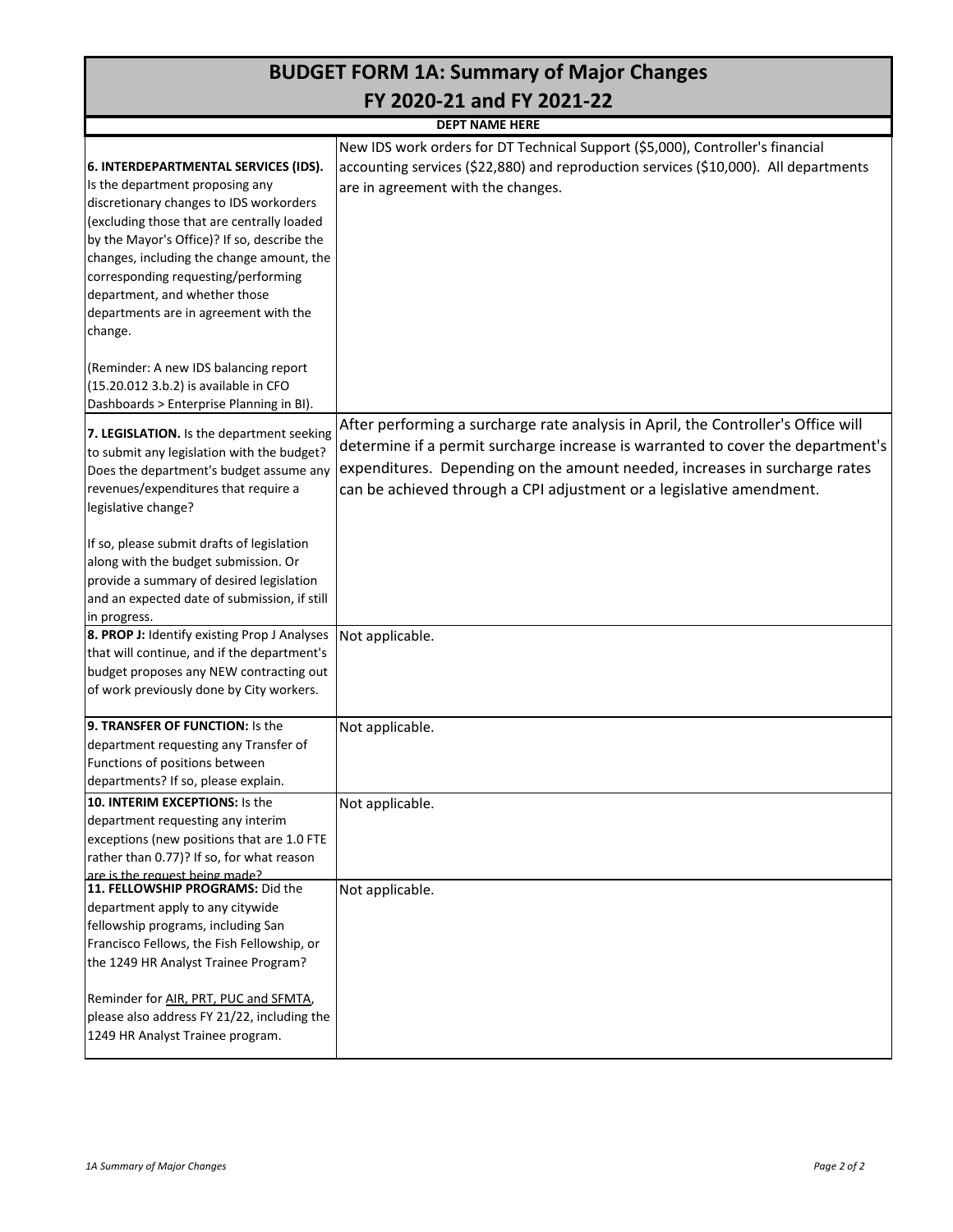# BUDGET FORM 1A: Summary of Major Changes
## FY 2020-21 and FY 2021-22

**DEPT NAME HERE**

| | |
|---|---|
| **6. INTERDEPARTMENTAL SERVICES (IDS).** Is the department proposing any discretionary changes to IDS workorders (excluding those that are centrally loaded by the Mayor's Office)? If so, describe the changes, including the change amount, the corresponding requesting/performing department, and whether those departments are in agreement with the change.<br><br>(Reminder: A new IDS balancing report (15.20.012 3.b.2) is available in CFO Dashboards > Enterprise Planning in BI). | New IDS work orders for DT Technical Support ($5,000), Controller's financial accounting services ($22,880) and reproduction services ($10,000). All departments are in agreement with the changes. |
| **7. LEGISLATION.** Is the department seeking to submit any legislation with the budget? Does the department's budget assume any revenues/expenditures that require a legislative change?<br><br>If so, please submit drafts of legislation along with the budget submission. Or provide a summary of desired legislation and an expected date of submission, if still in progress. | After performing a surcharge rate analysis in April, the Controller's Office will determine if a permit surcharge increase is warranted to cover the department's expenditures. Depending on the amount needed, increases in surcharge rates can be achieved through a CPI adjustment or a legislative amendment. |
| **8. PROP J:** Identify existing Prop J Analyses that will continue, and if the department's budget proposes any NEW contracting out of work previously done by City workers. | Not applicable. |
| **9. TRANSFER OF FUNCTION:** Is the department requesting any Transfer of Functions of positions between departments? If so, please explain. | Not applicable. |
| **10. INTERIM EXCEPTIONS:** Is the department requesting any interim exceptions (new positions that are 1.0 FTE rather than 0.77)? If so, for what reason are is the request being made? | Not applicable. |
| **11. FELLOWSHIP PROGRAMS:** Did the department apply to any citywide fellowship programs, including San Francisco Fellows, the Fish Fellowship, or the 1249 HR Analyst Trainee Program?<br><br>Reminder for AIR, PRT, PUC and SFMTA, please also address FY 21/22, including the 1249 HR Analyst Trainee program. | Not applicable. |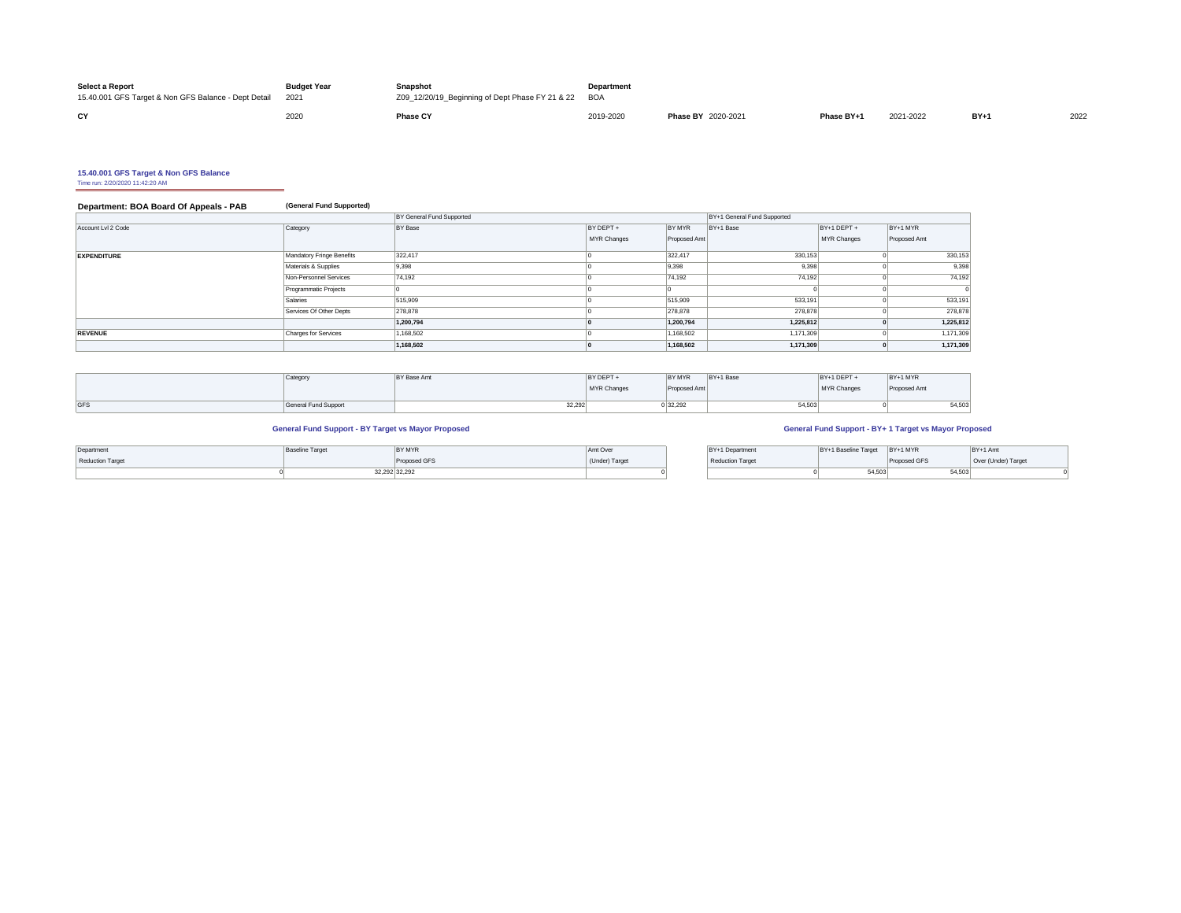| Select a Report | Budget Year | Snapshot | Department | | | | | | |
|---|---|---|---|---|---|---|---|---|---|
| 15.40.001 GFS Target & Non GFS Balance - Dept Detail | 2021 | Z09_12/20/19_Beginning of Dept Phase FY 21 & 22 | BOA | | | | | | |
| **CY** | 2020 | **Phase CY** | 2019-2020 | **Phase BY** | 2020-2021 | **Phase BY+1** | 2021-2022 | **BY+1** | 2022 |

### 15.40.001 GFS Target & Non GFS Balance

Time run: 2/20/2020 11:42:20 AM

**Department: BOA Board Of Appeals - PAB** **(General Fund Supported)**

| | | BY General Fund Supported | | | BY+1 General Fund Supported | | |
|---|---|---|---|---|---|---|---|
| Account Lvl 2 Code | Category | BY Base | BY DEPT + MYR Changes | BY MYR Proposed Amt | BY+1 Base | BY+1 DEPT + MYR Changes | BY+1 MYR Proposed Amt |
| **EXPENDITURE** | Mandatory Fringe Benefits | 322,417 | 0 | 322,417 | 330,153 | 0 | 330,153 |
| | Materials & Supplies | 9,398 | 0 | 9,398 | 9,398 | 0 | 9,398 |
| | Non-Personnel Services | 74,192 | 0 | 74,192 | 74,192 | 0 | 74,192 |
| | Programmatic Projects | 0 | 0 | 0 | 0 | 0 | 0 |
| | Salaries | 515,909 | 0 | 515,909 | 533,191 | 0 | 533,191 |
| | Services Of Other Depts | 278,878 | 0 | 278,878 | 278,878 | 0 | 278,878 |
| | | **1,200,794** | **0** | **1,200,794** | **1,225,812** | **0** | **1,225,812** |
| **REVENUE** | Charges for Services | 1,168,502 | 0 | 1,168,502 | 1,171,309 | 0 | 1,171,309 |
| | | **1,168,502** | **0** | **1,168,502** | **1,171,309** | **0** | **1,171,309** |

| | Category | BY Base Amt | BY DEPT + MYR Changes | BY MYR Proposed Amt | BY+1 Base | BY+1 DEPT + MYR Changes | BY+1 MYR Proposed Amt |
|---|---|---|---|---|---|---|---|
| GFS | General Fund Support | 32,292 | 0 | 32,292 | 54,503 | 0 | 54,503 |

**General Fund Support - BY Target vs Mayor Proposed**

| Department Reduction Target | Baseline Target | BY MYR Proposed GFS | Amt Over (Under) Target |
|---|---|---|---|
| 0 | 32,292 | 32,292 | 0 |

**General Fund Support - BY+ 1 Target vs Mayor Proposed**

| BY+1 Department Reduction Target | BY+1 Baseline Target | BY+1 MYR Proposed GFS | BY+1 Amt Over (Under) Target |
|---|---|---|---|
| 0 | 54,503 | 54,503 | 0 |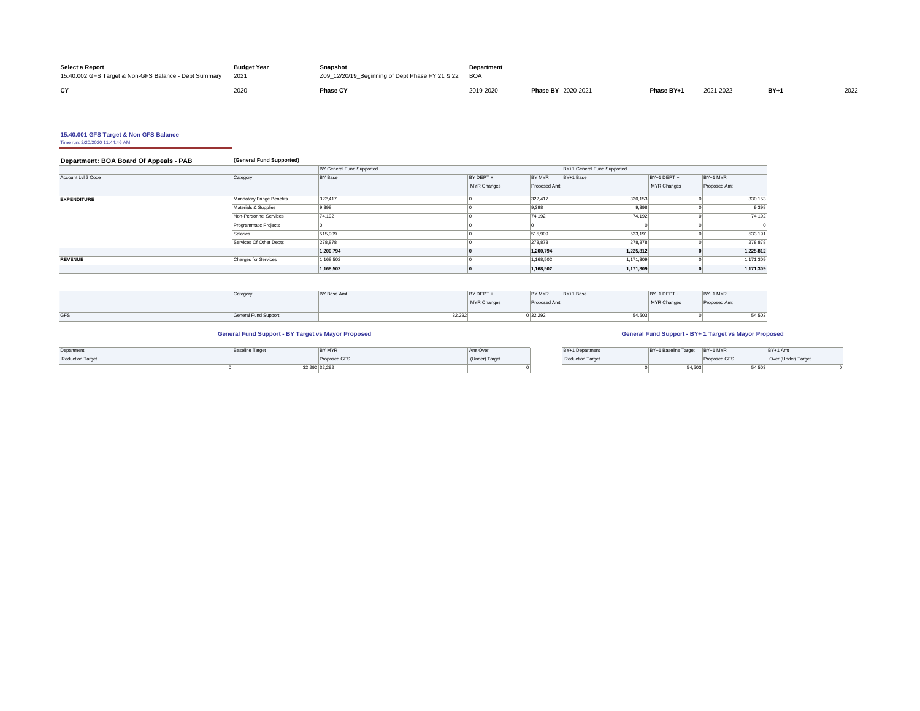| Select a Report | Budget Year | Snapshot | Department | | | | | | |
|---|---|---|---|---|---|---|---|---|---|
| 15.40.002 GFS Target & Non-GFS Balance - Dept Summary | 2021 | Z09_12/20/19_Beginning of Dept Phase FY 21 & 22 | BOA | | | | | | |
| **CY** | 2020 | **Phase CY** | 2019-2020 | **Phase BY** | 2020-2021 | **Phase BY+1** | 2021-2022 | **BY+1** | 2022 |

### 15.40.001 GFS Target & Non GFS Balance

Time run: 2/20/2020 11:44:46 AM

**Department: BOA Board Of Appeals - PAB** **(General Fund Supported)**

| Account Lvl 2 Code | Category | BY General Fund Supported BY Base | BY DEPT + MYR Changes | BY MYR Proposed Amt | BY+1 General Fund Supported BY+1 Base | BY+1 DEPT + MYR Changes | BY+1 MYR Proposed Amt |
|---|---|---|---|---|---|---|---|
| **EXPENDITURE** | Mandatory Fringe Benefits | 322,417 | 0 | 322,417 | 330,153 | 0 | 330,153 |
| | Materials & Supplies | 9,398 | 0 | 9,398 | 9,398 | 0 | 9,398 |
| | Non-Personnel Services | 74,192 | 0 | 74,192 | 74,192 | 0 | 74,192 |
| | Programmatic Projects | 0 | 0 | 0 | 0 | 0 | 0 |
| | Salaries | 515,909 | 0 | 515,909 | 533,191 | 0 | 533,191 |
| | Services Of Other Depts | 278,878 | 0 | 278,878 | 278,878 | 0 | 278,878 |
| | | **1,200,794** | **0** | **1,200,794** | **1,225,812** | **0** | **1,225,812** |
| **REVENUE** | Charges for Services | 1,168,502 | 0 | 1,168,502 | 1,171,309 | 0 | 1,171,309 |
| | | **1,168,502** | **0** | **1,168,502** | **1,171,309** | **0** | **1,171,309** |

| | Category | BY Base Amt | BY DEPT + MYR Changes | BY MYR Proposed Amt | BY+1 Base | BY+1 DEPT + MYR Changes | BY+1 MYR Proposed Amt |
|---|---|---|---|---|---|---|---|
| GFS | General Fund Support | 32,292 | 0 | 32,292 | 54,503 | 0 | 54,503 |

**General Fund Support - BY Target vs Mayor Proposed**

| Department Reduction Target | Baseline Target | BY MYR Proposed GFS | Amt Over (Under) Target |
|---|---|---|---|
| 0 | 32,292 | 32,292 | 0 |

**General Fund Support - BY+ 1 Target vs Mayor Proposed**

| BY+1 Department Reduction Target | BY+1 Baseline Target | BY+1 MYR Proposed GFS | BY+1 Amt Over (Under) Target |
|---|---|---|---|
| 0 | 54,503 | 54,503 | 0 |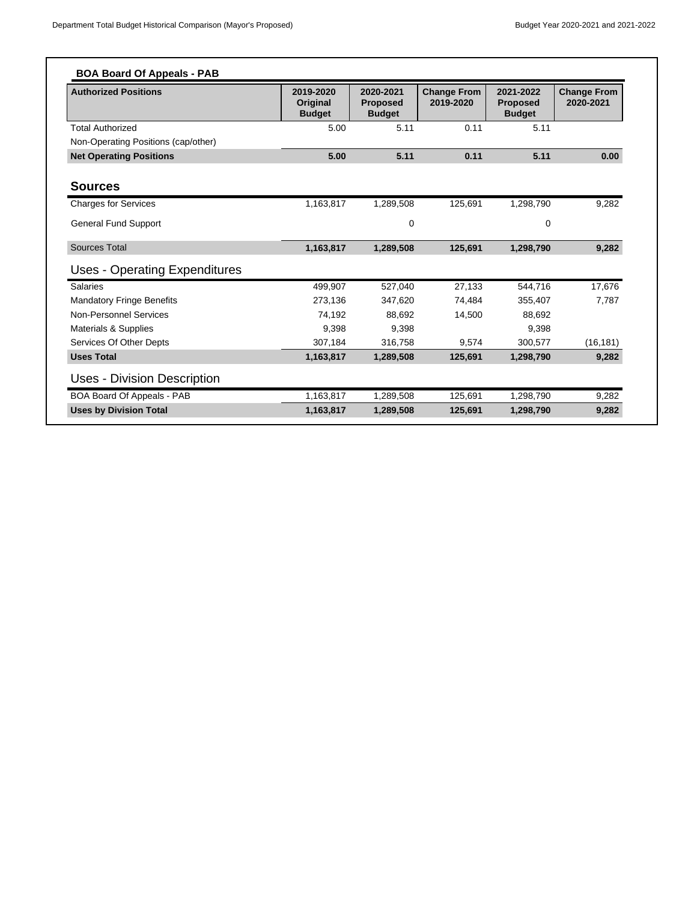## BOA Board Of Appeals - PAB

| Authorized Positions | 2019-2020 Original Budget | 2020-2021 Proposed Budget | Change From 2019-2020 | 2021-2022 Proposed Budget | Change From 2020-2021 |
|---|---|---|---|---|---|
| Total Authorized | 5.00 | 5.11 | 0.11 | 5.11 | |
| Non-Operating Positions (cap/other) | | | | | |
| **Net Operating Positions** | **5.00** | **5.11** | **0.11** | **5.11** | **0.00** |

### Sources

| | 2019-2020 Original Budget | 2020-2021 Proposed Budget | Change From 2019-2020 | 2021-2022 Proposed Budget | Change From 2020-2021 |
|---|---|---|---|---|---|
| Charges for Services | 1,163,817 | 1,289,508 | 125,691 | 1,298,790 | 9,282 |
| General Fund Support | | 0 | | 0 | |
| Sources Total | **1,163,817** | **1,289,508** | **125,691** | **1,298,790** | **9,282** |

### Uses - Operating Expenditures

| | 2019-2020 Original Budget | 2020-2021 Proposed Budget | Change From 2019-2020 | 2021-2022 Proposed Budget | Change From 2020-2021 |
|---|---|---|---|---|---|
| Salaries | 499,907 | 527,040 | 27,133 | 544,716 | 17,676 |
| Mandatory Fringe Benefits | 273,136 | 347,620 | 74,484 | 355,407 | 7,787 |
| Non-Personnel Services | 74,192 | 88,692 | 14,500 | 88,692 | |
| Materials & Supplies | 9,398 | 9,398 | | 9,398 | |
| Services Of Other Depts | 307,184 | 316,758 | 9,574 | 300,577 | (16,181) |
| **Uses Total** | **1,163,817** | **1,289,508** | **125,691** | **1,298,790** | **9,282** |

### Uses - Division Description

| | 2019-2020 Original Budget | 2020-2021 Proposed Budget | Change From 2019-2020 | 2021-2022 Proposed Budget | Change From 2020-2021 |
|---|---|---|---|---|---|
| BOA Board Of Appeals - PAB | 1,163,817 | 1,289,508 | 125,691 | 1,298,790 | 9,282 |
| **Uses by Division Total** | **1,163,817** | **1,289,508** | **125,691** | **1,298,790** | **9,282** |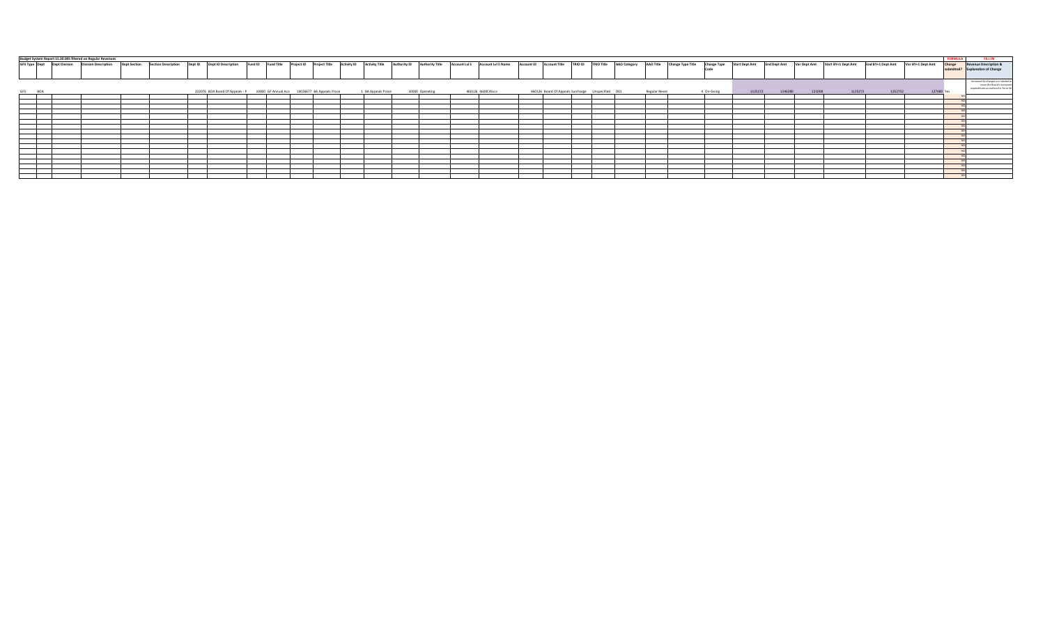Budget System Report 15.30.085 filtered on Regular Revenues

| GFS Type | Dept | Dept Division | Division Description | Dept Section | Section Description | Dept ID | Dept ID Description | Fund ID | Fund Title | Project ID | Project Title | Activity ID | Activity Title | Authority ID | Authority Title | Account Lvl 5 | Account Lvl 5 Name | Account ID | Account Title | TRIO ID | TRIO Title | AAO Category | AAO Title | Change Type Title | Change Type Code | Start Dept Amt | End Dept Amt | Var Dept Amt | Start BY+1 Dept Amt | End BY+1 Dept Amt | Var BY+1 Dept Amt | FORMULA Change submitted? | FILL IN Revenue Description & Explanation of Change |
|---|---|---|---|---|---|---|---|---|---|---|---|---|---|---|---|---|---|---|---|---|---|---|---|---|---|---|---|---|---|---|---|---|---|
| GFS | BOA | | | | | 232076 | BOA Board Of Appeals - P | 10000 | GF Annual Acco | 10026677 | BA Appeals Proce | 1 | BA Appeals Proce | 10000 | Operating | 460126 | 4600C4Svcs | 460126 | Board Of Appeals Surcharge | Unspecified | 001 | | Regular Rever | | 4 On-Going | 1125272 | 1246280 | 121008 | 1125272 | 1252752 | 127480 | Yes | Increased Surcharges are needed to cover the Board's increased expenditures as outlined in Form 5B |
| | | | | | | | | | | | | | | | | | | | | | | | | | | | | | | | | NO | |
| | | | | | | | | | | | | | | | | | | | | | | | | | | | | | | | | NO | |
| | | | | | | | | | | | | | | | | | | | | | | | | | | | | | | | | NO | |
| | | | | | | | | | | | | | | | | | | | | | | | | | | | | | | | | NO | |
| | | | | | | | | | | | | | | | | | | | | | | | | | | | | | | | | NO | |
| | | | | | | | | | | | | | | | | | | | | | | | | | | | | | | | | NO | |
| | | | | | | | | | | | | | | | | | | | | | | | | | | | | | | | | NO | |
| | | | | | | | | | | | | | | | | | | | | | | | | | | | | | | | | NO | |
| | | | | | | | | | | | | | | | | | | | | | | | | | | | | | | | | NO | |
| | | | | | | | | | | | | | | | | | | | | | | | | | | | | | | | | NO | |
| | | | | | | | | | | | | | | | | | | | | | | | | | | | | | | | | NO | |
| | | | | | | | | | | | | | | | | | | | | | | | | | | | | | | | | NO | |
| | | | | | | | | | | | | | | | | | | | | | | | | | | | | | | | | NO | |
| | | | | | | | | | | | | | | | | | | | | | | | | | | | | | | | | NO | |
| | | | | | | | | | | | | | | | | | | | | | | | | | | | | | | | | NO | |
| | | | | | | | | | | | | | | | | | | | | | | | | | | | | | | | | NO | |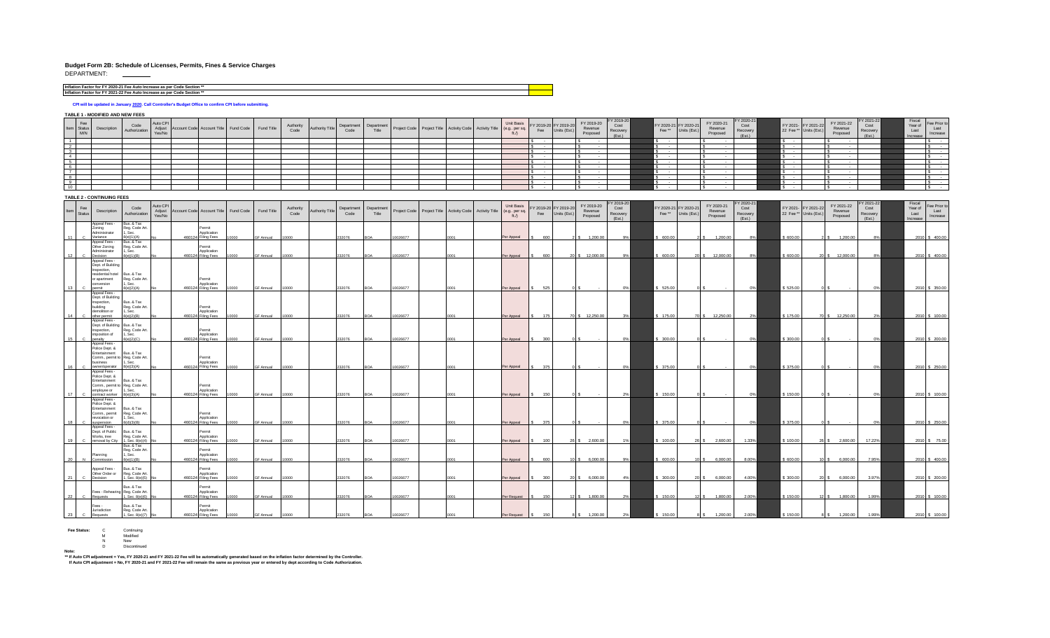# Budget Form 2B: Schedule of Licenses, Permits, Fines & Service Charges

DEPARTMENT: ________

| Inflation Factor for FY 2020-21 Fee Auto Increase as per Code Section ** | |
|---|---|
| Inflation Factor for FY 2021-22 Fee Auto Increase as per Code Section ** | |

**CPI will be updated in January 2020. Call Controller's Budget Office to confirm CPI before submitting.**

### TABLE 1 - MODIFIED AND NEW FEES

| Item | Fee Status M/N | Description | Code Authorization | Auto CPI Adjust Yes/No | Account Code | Account Title | Fund Code | Fund Title | Authority Code | Authority Title | Department Code | Department Title | Project Code | Project Title | Activity Code | Activity Title | Unit Basis (e.g., per sq. ft.) | FY 2019-20 Fee | FY 2019-20 Units (Est.) | FY 2019-20 Revenue Proposed | FY 2019-20 Cost Recovery (Est.) | FY 2020-21 Fee ** | FY 2020-21 Units (Est.) | FY 2020-21 Revenue Proposed | FY 2020-21 Cost Recovery (Est.) | FY 2021-22 Fee ** | FY 2021-22 Units (Est.) | FY 2021-22 Revenue Proposed | FY 2021-22 Cost Recovery (Est.) | Fiscal Year of Last Increase | Fee Prior to Last Increase |
|---|---|---|---|---|---|---|---|---|---|---|---|---|---|---|---|---|---|---|---|---|---|---|---|---|---|---|---|---|---|---|---|
| 1 | | | | | | | | | | | | | | | | | | $ - | | $ - | | $ - | | $ - | | $ - | | $ - | | | $ - |
| 2 | | | | | | | | | | | | | | | | | | $ - | | $ - | | $ - | | $ - | | $ - | | $ - | | | $ - |
| 3 | | | | | | | | | | | | | | | | | | $ - | | $ - | | $ - | | $ - | | $ - | | $ - | | | $ - |
| 4 | | | | | | | | | | | | | | | | | | $ - | | $ - | | $ - | | $ - | | $ - | | $ - | | | $ - |
| 5 | | | | | | | | | | | | | | | | | | $ - | | $ - | | $ - | | $ - | | $ - | | $ - | | | $ - |
| 6 | | | | | | | | | | | | | | | | | | $ - | | $ - | | $ - | | $ - | | $ - | | $ - | | | $ - |
| 7 | | | | | | | | | | | | | | | | | | $ - | | $ - | | $ - | | $ - | | $ - | | $ - | | | $ - |
| 8 | | | | | | | | | | | | | | | | | | $ - | | $ - | | $ - | | $ - | | $ - | | $ - | | | $ - |
| 9 | | | | | | | | | | | | | | | | | | $ - | | $ - | | $ - | | $ - | | $ - | | $ - | | | $ - |
| 10 | | | | | | | | | | | | | | | | | | $ - | | $ - | | $ - | | $ - | | $ - | | $ - | | | $ - |

### TABLE 2 - CONTINUING FEES

| Item | Fee Status | Description | Code Authorization | Auto CPI Adjust Yes/No | Account Code | Account Title | Fund Code | Fund Title | Authority Code | Authority Title | Department Code | Department Title | Project Code | Project Title | Activity Code | Activity Title | Unit Basis (e.g., per sq. ft.) | FY 2019-20 Fee | FY 2019-20 Units (Est.) | FY 2019-20 Revenue Proposed | FY 2019-20 Cost Recovery (Est.) | FY 2020-21 Fee ** | FY 2020-21 Units (Est.) | FY 2020-21 Revenue Proposed | FY 2020-21 Cost Recovery (Est.) | FY 2021-22 Fee ** | FY 2021-22 Units (Est.) | FY 2021-22 Revenue Proposed | FY 2021-22 Cost Recovery (Est.) | Fiscal Year of Last Increase | Fee Prior to Last Increase |
|---|---|---|---|---|---|---|---|---|---|---|---|---|---|---|---|---|---|---|---|---|---|---|---|---|---|---|---|---|---|---|---|
| 11 | C | Appeal Fees - Zoning Administrator Variance | Bus. & Tax Reg. Code Art. 1, Sec. 8(e)(1)(A) | No | 460124 | Permit Application Filing Fees | 10000 | GF Annual | 10000 | | 232076 | BOA | 10026677 | | 0001 | | Per Appeal | $ 600 | 2 | $ 1,200.00 | 9% | $ 600.00 | 2 | $ 1,200.00 | 8% | $ 600.00 | 2 | $ 1,200.00 | 8% | 2010 | $ 400.00 |
| 12 | C | Appeal Fees - Other Zoning Administrator Decision | Bus. & Tax Reg. Code Art. 1, Sec. 8(e)(1)(B) | No | 460124 | Permit Application Filing Fees | 10000 | GF Annual | 10000 | | 232076 | BOA | 10026677 | | 0001 | | Per Appeal | $ 600 | 20 | $ 12,000.00 | 9% | $ 600.00 | 20 | $ 12,000.00 | 8% | $ 600.00 | 20 | $ 12,000.00 | 8% | 2010 | $ 400.00 |
| 13 | C | Appeal Fees - Dept. of Building Inspection, residential/hotel or apartment conversion permit | Bus. & Tax Reg. Code Art. 1, Sec. 8(e)(2)(A) | No | 460124 | Permit Application Filing Fees | 10000 | GF Annual | 10000 | | 232076 | BOA | 10026677 | | 0001 | | Per Appeal | $ 525 | 0 | $ - | 0% | $ 525.00 | 0 | $ - | 0% | $ 525.00 | 0 | $ - | 0% | 2010 | $ 350.00 |
| 14 | C | Appeal Fees - Dept. of Building Inspection, building demolition or other permit | Bus. & Tax Reg. Code Art. 1, Sec. 8(e)(2)(B) | No | 460124 | Permit Application Filing Fees | 10000 | GF Annual | 10000 | | 232076 | BOA | 10026677 | | 0001 | | Per Appeal | $ 175 | 70 | $ 12,250.00 | 3% | $ 175.00 | 70 | $ 12,250.00 | 2% | $ 175.00 | 70 | $ 12,250.00 | 2% | 2010 | $ 100.00 |
| 15 | C | Appeal Fees - Dept. of Building Inspection, imposition of penalty | Bus. & Tax Reg. Code Art. 1, Sec. 8(e)(2)(C) | No | 460124 | Permit Application Filing Fees | 10000 | GF Annual | 10000 | | 232076 | BOA | 10026677 | | 0001 | | Per Appeal | $ 300 | 0 | $ - | 0% | $ 300.00 | 0 | $ - | 0% | $ 300.00 | 0 | $ - | 0% | 2010 | $ 200.00 |
| 16 | C | Appeal Fees - Police Dept. & Entertainment Comm., permit to business owner/operator | Bus. & Tax Reg. Code Art. 1, Sec. 8(e)(3)(A) | No | 460124 | Permit Application Filing Fees | 10000 | GF Annual | 10000 | | 232076 | BOA | 10026677 | | 0001 | | Per Appeal | $ 375 | 0 | $ - | 0% | $ 375.00 | 0 | $ - | 0% | $ 375.00 | 0 | $ - | 0% | 2010 | $ 250.00 |
| 17 | C | Appeal Fees - Police Dept. & Entertainment Comm., permit to employee or contract worker | Bus. & Tax Reg. Code Art. 1, Sec. 8(e)(3)(A) | No | 460124 | Permit Application Filing Fees | 10000 | GF Annual | 10000 | | 232076 | BOA | 10026677 | | 0001 | | Per Appeal | $ 150 | 0 | $ - | 2% | $ 150.00 | 0 | $ - | 0% | $ 150.00 | 0 | $ - | 0% | 2010 | $ 100.00 |
| 18 | C | Appeal Fees - Police Dept. & Entertainment Comm., permit revocation or suspension | Bus. & Tax Reg. Code Art. 1, Sec. 8(e)(3)(B) | No | 460124 | Permit Application Filing Fees | 10000 | GF Annual | 10000 | | 232076 | BOA | 10026677 | | 0001 | | Per Appeal | $ 375 | 0 | $ - | 0% | $ 375.00 | 0 | $ - | 0% | $ 375.00 | 0 | $ - | 0% | 2010 | $ 250.00 |
| 19 | C | Appeal Fees - Dept. of Public Works, tree removal by City | Bus. & Tax Reg. Code Art. 1, Sec. 8(e)(4) | No | 460124 | Permit Application Filing Fees | 10000 | GF Annual | 10000 | | 232076 | BOA | 10026677 | | 0001 | | Per Appeal | $ 100 | 26 | $ 2,600.00 | 1% | $ 100.00 | 26 | $ 2,600.00 | 1.33% | $ 100.00 | 26 | $ 2,600.00 | 17.22% | 2010 | $ 75.00 |
| 20 | N | Planning Commission | Bus. & Tax Reg. Code Art. 1, Sec. 8(e)(1)(B) | No | 460124 | Permit Application Filing Fees | 10000 | GF Annual | 10000 | | 232076 | BOA | 10026677 | | 0001 | | Per Appeal | $ 600 | 10 | $ 6,000.00 | 9% | $ 600.00 | 10 | $ 6,000.00 | 8.00% | $ 600.00 | 10 | $ 6,000.00 | 7.95% | 2010 | $ 400.00 |
| 21 | C | Appeal Fees - Other Order or Decision | Bus. & Tax Reg. Code Art. 1, Sec. 8(e)(5) | No | 460124 | Permit Application Filing Fees | 10000 | GF Annual | 10000 | | 232076 | BOA | 10026677 | | 0001 | | Per Appeal | $ 300 | 20 | $ 6,000.00 | 4% | $ 300.00 | 20 | $ 6,000.00 | 4.00% | $ 300.00 | 20 | $ 6,000.00 | 3.97% | 2010 | $ 200.00 |
| 22 | C | Fees - Rehearing Requests | Bus. & Tax Reg. Code Art. 1, Sec. 8(e)(6) | No | 460124 | Permit Application Filing Fees | 10000 | GF Annual | 10000 | | 232076 | BOA | 10026677 | | 0001 | | Per Request | $ 150 | 12 | $ 1,800.00 | 2% | $ 150.00 | 12 | $ 1,800.00 | 2.00% | $ 150.00 | 12 | $ 1,800.00 | 1.99% | 2010 | $ 100.00 |
| 23 | C | Fees - Jurisdiction Requests | Bus. & Tax Reg. Code Art. 1, Sec. 8(e)(7) | No | 460124 | Permit Application Filing Fees | 10000 | GF Annual | 10000 | | 232076 | BOA | 10026677 | | 0001 | | Per Request | $ 150 | 8 | $ 1,200.00 | 2% | $ 150.00 | 8 | $ 1,200.00 | 2.00% | $ 150.00 | 8 | $ 1,200.00 | 1.99% | 2010 | $ 100.00 |

**Fee Status:**
- C Continuing
- M Modified
- N New
- D Discontinued

**Note:**

** If Auto CPI adjustment = Yes, FY 2020-21 and FY 2021-22 Fee will be automatically generated based on the inflation factor determined by the Controller.
If Auto CPI adjustment = No, FY 2020-21 and FY 2021-22 Fee will remain the same as previous year or entered by dept according to Code Authorization.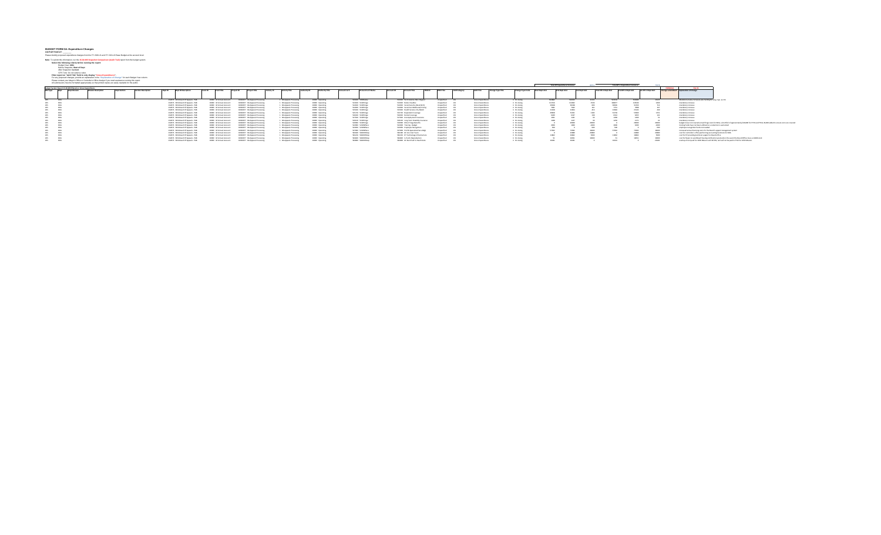# BUDGET FORM 3A: Expenditure Changes

DEPARTMENT: ________

Please identify proposed expenditure changes from the FY 2020-21 and FY 2021-22 Base Budget at the account level.

**Note:** To submit this information, run the **10.10.100 Snapshot Comparison (audit Trail)** report from the budget system.

**Select the following criteria before running the report:**

- Budget Year: **2021**
- Before Snapshot: **Start of Input**
- After Snapshot: **Current**
- GFS Type: Do not select a value

**Filter report on "Add'l Title" field to only display "Gross Expenditures".**

For any proposed changes, provide an explanation in the "Explanation of Change" for each Budget Year column.

Please consult your Mayor's Office or Controller's Office Analyst if you need assistance running this report.

All submissions must be formatted appropriately so that printed copies are easily readable for the public.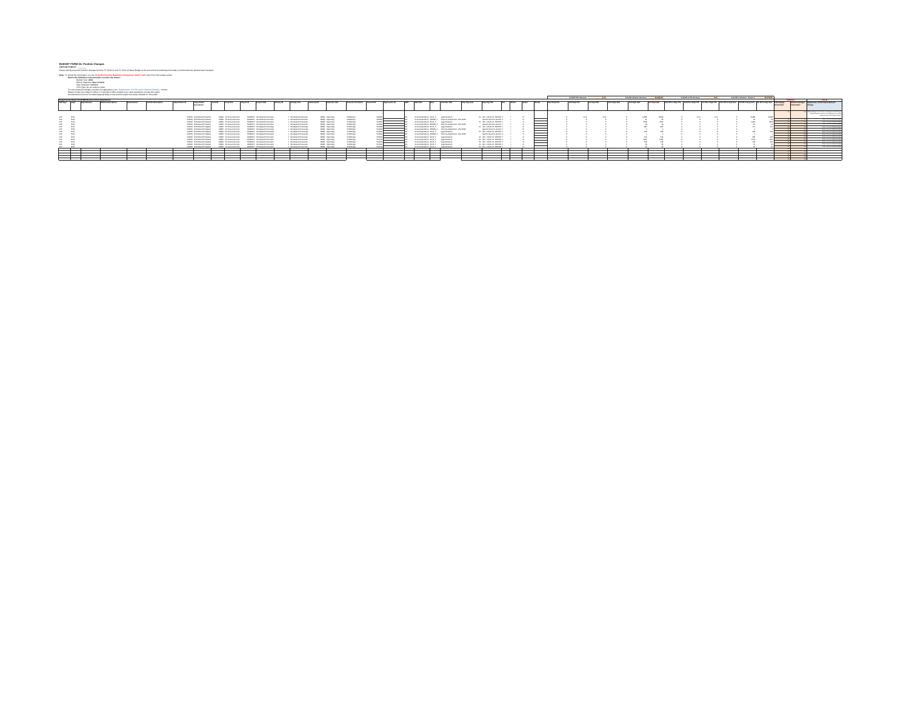**BUDGET FORM 5A: Position Changes**

DEPARTMENT: ________

Please identify proposed position changes from the FY 2020-21 and FY 2021-22 Base Budget at the account level (reflecting both salary and discretionary special class changes)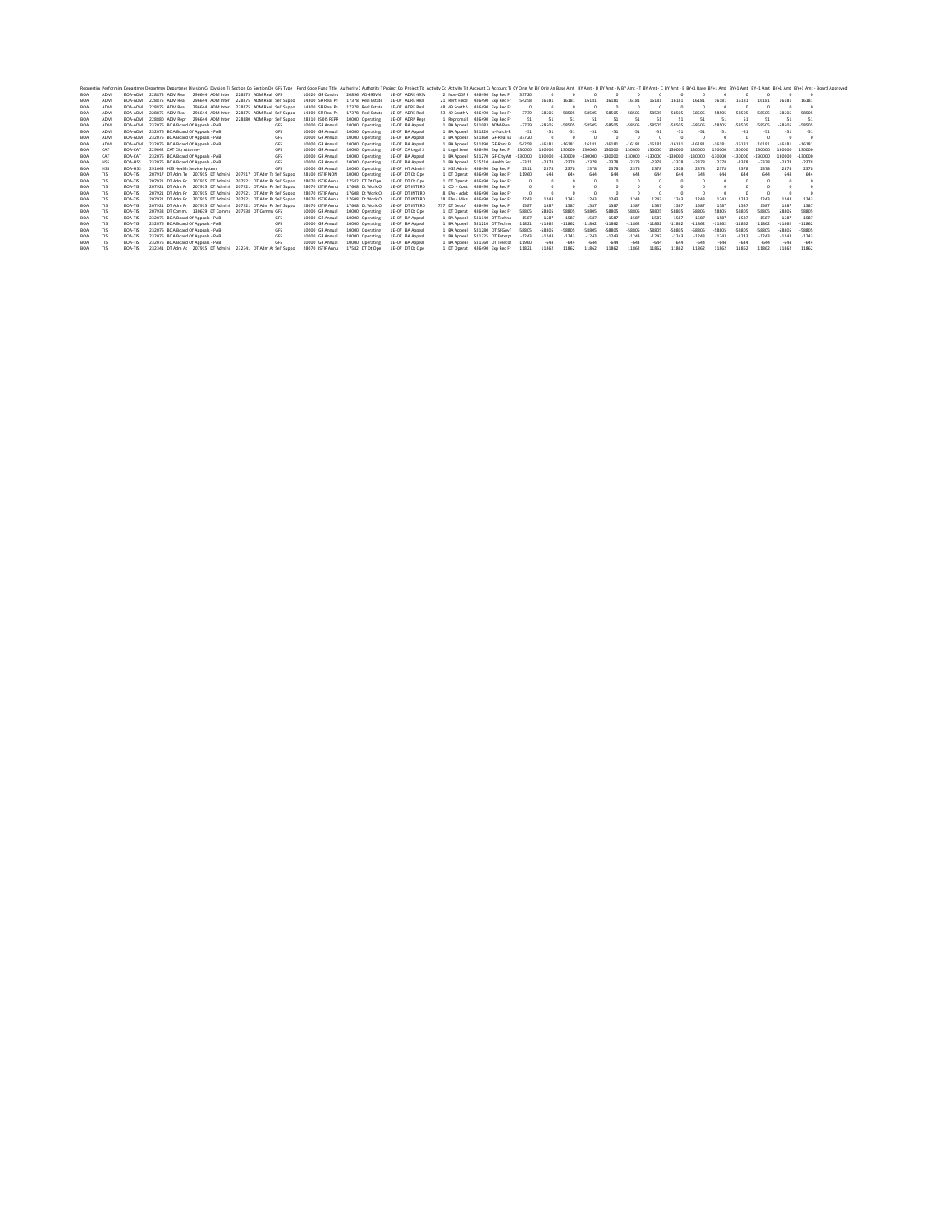| Requesting | Performing | Departmen | Departmen | Departmen | Division Co | Division Ti | Section Co | Section De | GFS Type | Fund Code | Fund Title | Authority C | Authority T | Project Co | Project Tit | Activity Co | Activity Tit | Account Co | Account Ti | CY Orig Am | BY Orig Am | Base Amt | BY Amt - D | BY Amt - A | BY Amt - T | BY Amt - C | BY Amt - B | BY+1 Base | BY+1 Amt | BY+1 Amt | BY+1 Amt | BY+1 Amt | BY+1 Amt - Board Approved |
|---|---|---|---|---|---|---|---|---|---|---|---|---|---|---|---|---|---|---|---|---|---|---|---|---|---|---|---|---|---|---|---|---|---|
| BOA | ADM | BOA-ADM | 228875 | ADM Real | 296644 | ADM Inter | 228875 | ADM Real | GFS | 10020 | GF Continu | 20896 | AD 495VN | 1E+07 | ADRE 495\ | 2 | Non-COP I | 486490 | Exp Rec Fr | 33720 | 0 | 0 | 0 | 0 | 0 | 0 | 0 | 0 | 0 | 0 | 0 | 0 | 0 |
| BOA | ADM | BOA-ADM | 228875 | ADM Real | 296644 | ADM Inter | 228875 | ADM Real | Self Suppo | 14300 | SR Real Pr | 17378 | Real Estat | 1E+07 | ADRE Real | 21 | Rent Reco | 486490 | Exp Rec Fr | 54258 | 16181 | 16181 | 16181 | 16181 | 16181 | 16181 | 16181 | 16181 | 16181 | 16181 | 16181 | 16181 | 16181 |
| BOA | ADM | BOA-ADM | 228875 | ADM Real | 296644 | ADM Inter | 228875 | ADM Real | Self Suppo | 14300 | SR Real Pr | 17378 | Real Estat | 1E+07 | ADRE Real | 48 | 49 South \ | 486490 | Exp Rec Fr | 0 | 0 | 0 | 0 | 0 | 0 | 0 | 0 | 0 | 0 | 0 | 0 | 0 | 0 |
| BOA | ADM | BOA-ADM | 228875 | ADM Real | 296644 | ADM Inter | 228875 | ADM Real | Self Suppo | 14300 | SR Real Pr | 17378 | Real Estat | 1E+07 | ADRE Real | 53 | 49 South \ | 486490 | Exp Rec Fr | 3739 | 58505 | 58505 | 58505 | 58505 | 58505 | 58505 | 58505 | 58505 | 58505 | 58505 | 58505 | 58505 | 58505 |
| BOA | ADM | BOA-ADM | 228880 | ADM Repr | 296644 | ADM Inter | 228880 | ADM Repr | Self Suppo | 28310 | ISDIS REPR | 10000 | Operating | 1E+07 | ADRP Repr | 1 | Reprornal | 486490 | Exp Rec Fr | 51 | 51 | 51 | 51 | 51 | 51 | 51 | 51 | 51 | 51 | 51 | 51 | 51 | 51 |
| BOA | ADM | BOA-ADM | 232076 | BOA Board Of Appeals - PAB | | | | | GFS | 10000 | GF Annual | 10000 | Operating | 1E+07 | BA Appeal | 1 | BA Appeal | 581083 | ADM-Real | -3739 | -58505 | -58505 | -58505 | -58505 | -58505 | -58505 | -58505 | -58505 | -58505 | -58505 | -58505 | -58505 | -58505 |
| BOA | ADM | BOA-ADM | 232076 | BOA Board Of Appeals - PAB | | | | | GFS | 10000 | GF Annual | 10000 | Operating | 1E+07 | BA Appeal | 1 | BA Appeal | 581820 | Is-Purch-R | -51 | -51 | -51 | -51 | -51 | -51 | -51 | -51 | -51 | -51 | -51 | -51 | -51 | -51 |
| BOA | ADM | BOA-ADM | 232076 | BOA Board Of Appeals - PAB | | | | | GFS | 10000 | GF Annual | 10000 | Operating | 1E+07 | BA Appeal | 1 | BA Appeal | 581860 | GF-Real Es | -33720 | 0 | 0 | 0 | 0 | 0 | 0 | 0 | 0 | 0 | 0 | 0 | 0 | 0 |
| BOA | ADM | BOA-ADM | 232076 | BOA Board Of Appeals - PAB | | | | | GFS | 10000 | GF Annual | 10000 | Operating | 1E+07 | BA Appeal | 1 | BA Appeal | 581890 | GF-Rent Pa | -54258 | -16181 | -16181 | -16181 | -16181 | -16181 | -16181 | -16181 | -16181 | -16181 | -16181 | -16181 | -16181 | -16181 |
| BOA | CAT | BOA-CAT | 229042 | CAT City Attorney | | | | | GFS | 10000 | GF Annual | 10000 | Operating | 1E+07 | CA Legal S | 1 | Legal Serv | 486490 | Exp Rec Fr | 130000 | 130000 | 130000 | 130000 | 130000 | 130000 | 130000 | 130000 | 130000 | 130000 | 130000 | 130000 | 130000 | 130000 |
| BOA | CAT | BOA-CAT | 232076 | BOA Board Of Appeals - PAB | | | | | GFS | 10000 | GF Annual | 10000 | Operating | 1E+07 | BA Appeal | 1 | BA Appeal | 581270 | GF-City Att | -130000 | -130000 | -130000 | -130000 | -130000 | -130000 | -130000 | -130000 | -130000 | -130000 | -130000 | -130000 | -130000 | -130000 |
| BOA | HSS | BOA-HSS | 232076 | BOA Board Of Appeals - PAB | | | | | GFS | 10000 | GF Annual | 10000 | Operating | 1E+07 | BA Appeal | 1 | BA Appeal | 515510 | Health Ser | -2311 | -2378 | -2378 | -2378 | -2378 | -2378 | -2378 | -2378 | -2378 | -2378 | -2378 | -2378 | -2378 | -2378 |
| BOA | HSS | BOA-HSS | 291644 | HSS Health Service System | | | | | GFS | 10000 | GF Annual | 10000 | Operating | 1E+07 | HT Admini | 1 | HSS Admir | 486490 | Exp Rec Fr | 2311 | 2378 | 2378 | 2378 | 2378 | 2378 | 2378 | 2378 | 2378 | 2378 | 2378 | 2378 | 2378 | 2378 |
| BOA | TIS | BOA-TIS | 207917 | DT Adm Te | 207915 | DT Admini | 207917 | DT Adm Te | Self Suppo | 28100 | ISTIF NON | 10000 | Operating | 1E+07 | DT Dt Ope | 1 | DT Operat | 486490 | Exp Rec Fr | 11960 | 644 | 644 | 644 | 644 | 644 | 644 | 644 | 644 | 644 | 644 | 644 | 644 | 644 |
| BOA | TIS | BOA-TIS | 207921 | DT Adm Pr | 207915 | DT Admini | 207921 | DT Adm Pr | Self Suppo | 28070 | ISTIF Annu | 17582 | DT Dt Ope | 1E+07 | DT Dt Ope | 1 | DT Operat | 486490 | Exp Rec Fr | 0 | 0 | 0 | 0 | 0 | 0 | 0 | 0 | 0 | 0 | 0 | 0 | 0 | 0 |
| BOA | TIS | BOA-TIS | 207921 | DT Adm Pr | 207915 | DT Admini | 207921 | DT Adm Pr | Self Suppo | 28070 | ISTIF Annu | 17608 | Dt Work O | 1E+07 | DT INTERD | 1 | CO - Cont | 486490 | Exp Rec Fr | 0 | 0 | 0 | 0 | 0 | 0 | 0 | 0 | 0 | 0 | 0 | 0 | 0 | 0 |
| BOA | TIS | BOA-TIS | 207921 | DT Adm Pr | 207915 | DT Admini | 207921 | DT Adm Pr | Self Suppo | 28070 | ISTIF Annu | 17608 | Dt Work O | 1E+07 | DT INTERD | 8 | GAs - Adot | 486490 | Exp Rec Fr | 0 | 0 | 0 | 0 | 0 | 0 | 0 | 0 | 0 | 0 | 0 | 0 | 0 | 0 |
| BOA | TIS | BOA-TIS | 207921 | DT Adm Pr | 207915 | DT Admini | 207921 | DT Adm Pr | Self Suppo | 28070 | ISTIF Annu | 17608 | Dt Work O | 1E+07 | DT INTERD | 18 | GAs - Micr | 486490 | Exp Rec Fr | 1243 | 1243 | 1243 | 1243 | 1243 | 1243 | 1243 | 1243 | 1243 | 1243 | 1243 | 1243 | 1243 | 1243 |
| BOA | TIS | BOA-TIS | 207921 | DT Adm Pr | 207915 | DT Admini | 207921 | DT Adm Pr | Self Suppo | 28070 | ISTIF Annu | 17608 | Dt Work O | 1E+07 | DT INTERD | 737 | DT Depts' | 486490 | Exp Rec Fr | 1587 | 1587 | 1587 | 1587 | 1587 | 1587 | 1587 | 1587 | 1587 | 1587 | 1587 | 1587 | 1587 | 1587 |
| BOA | TIS | BOA-TIS | 207938 | DT Commu | 130679 | DT Commi | 207938 | DT Commu | GFS | 10000 | GF Annual | 10000 | Operating | 1E+07 | DT Dt Ope | 1 | DT Operat | 486490 | Exp Rec Fr | 58805 | 58805 | 58805 | 58805 | 58805 | 58805 | 58805 | 58805 | 58805 | 58805 | 58805 | 58805 | 58805 | 58805 |
| BOA | TIS | BOA-TIS | 232076 | BOA Board Of Appeals - PAB | | | | | GFS | 10000 | GF Annual | 10000 | Operating | 1E+07 | BA Appeal | 1 | BA Appeal | 581140 | DT Techno | -1587 | -1587 | -1587 | -1587 | -1587 | -1587 | -1587 | -1587 | -1587 | -1587 | -1587 | -1587 | -1587 | -1587 |
| BOA | TIS | BOA-TIS | 232076 | BOA Board Of Appeals - PAB | | | | | GFS | 10000 | GF Annual | 10000 | Operating | 1E+07 | BA Appeal | 1 | BA Appeal | 581210 | DT Techno | -11821 | -11862 | -11862 | -11862 | -11862 | -11862 | -11862 | -11862 | -11862 | -11862 | -11862 | -11862 | -11862 | -11862 |
| BOA | TIS | BOA-TIS | 232076 | BOA Board Of Appeals - PAB | | | | | GFS | 10000 | GF Annual | 10000 | Operating | 1E+07 | BA Appeal | 1 | BA Appeal | 581280 | DT SFGov T | -58805 | -58805 | -58805 | -58805 | -58805 | -58805 | -58805 | -58805 | -58805 | -58805 | -58805 | -58805 | -58805 | -58805 |
| BOA | TIS | BOA-TIS | 232076 | BOA Board Of Appeals - PAB | | | | | GFS | 10000 | GF Annual | 10000 | Operating | 1E+07 | BA Appeal | 1 | BA Appeal | 581325 | DT Enterpr | -1243 | -1243 | -1243 | -1243 | -1243 | -1243 | -1243 | -1243 | -1243 | -1243 | -1243 | -1243 | -1243 | -1243 |
| BOA | TIS | BOA-TIS | 232076 | BOA Board Of Appeals - PAB | | | | | GFS | 10000 | GF Annual | 10000 | Operating | 1E+07 | BA Appeal | 1 | BA Appeal | 581360 | DT Telecor | -11960 | -644 | -644 | -644 | -644 | -644 | -644 | -644 | -644 | -644 | -644 | -644 | -644 | -644 |
| BOA | TIS | BOA-TIS | 232341 | DT Adm Ac | 207915 | DT Admini | 232341 | DT Adm Ac | Self Suppo | 28070 | ISTIF Annu | 17582 | DT Dt Ope | 1E+07 | DT Dt Ope | 1 | DT Operat | 486490 | Exp Rec Fr | 11821 | 11862 | 11862 | 11862 | 11862 | 11862 | 11862 | 11862 | 11862 | 11862 | 11862 | 11862 | 11862 | 11862 |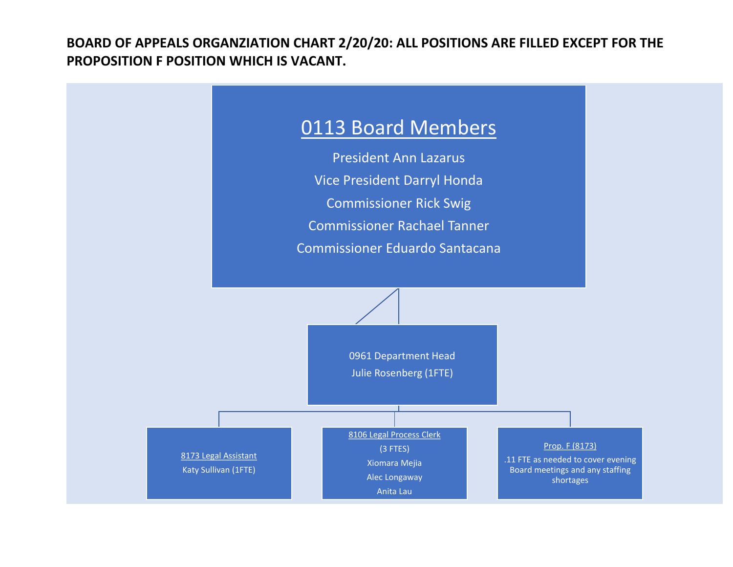**BOARD OF APPEALS ORGANZIATION CHART 2/20/20: ALL POSITIONS ARE FILLED EXCEPT FOR THE PROPOSITION F POSITION WHICH IS VACANT.**

## 0113 Board Members

President Ann Lazarus

Vice President Darryl Honda

Commissioner Rick Swig

Commissioner Rachael Tanner

Commissioner Eduardo Santacana

---

0961 Department Head

Julie Rosenberg (1FTE)

---

8173 Legal Assistant

Katy Sullivan (1FTE)

---

8106 Legal Process Clerk

(3 FTES)

Xiomara Mejia

Alec Longaway

Anita Lau

---

Prop. F (8173)

.11 FTE as needed to cover evening Board meetings and any staffing shortages